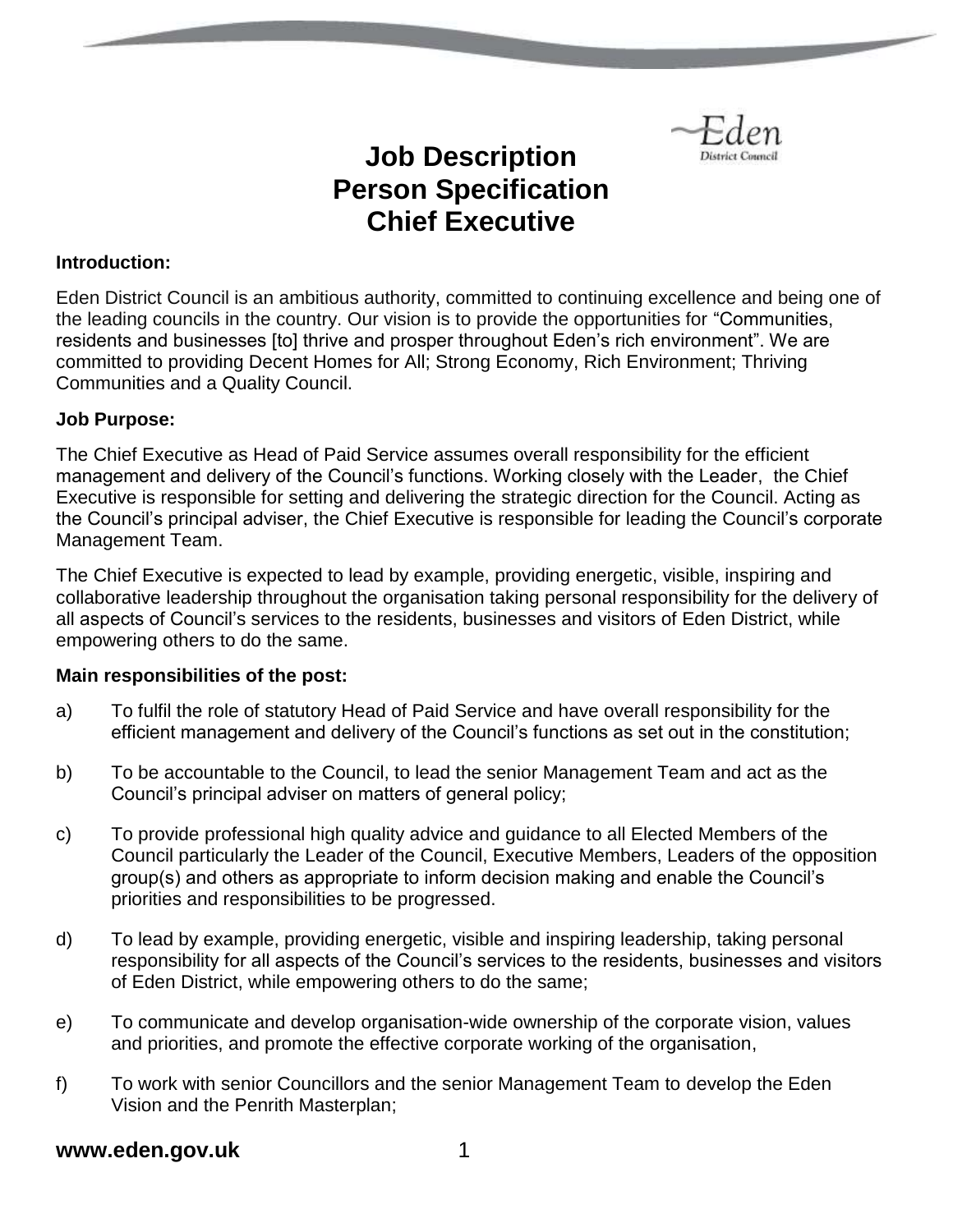# Job Description
# Person Specification
# Chief Executive

**Introduction:**

Eden District Council is an ambitious authority, committed to continuing excellence and being one of the leading councils in the country. Our vision is to provide the opportunities for "Communities, residents and businesses [to] thrive and prosper throughout Eden's rich environment". We are committed to providing Decent Homes for All; Strong Economy, Rich Environment; Thriving Communities and a Quality Council.

**Job Purpose:**

The Chief Executive as Head of Paid Service assumes overall responsibility for the efficient management and delivery of the Council's functions. Working closely with the Leader, the Chief Executive is responsible for setting and delivering the strategic direction for the Council. Acting as the Council's principal adviser, the Chief Executive is responsible for leading the Council's corporate Management Team.

The Chief Executive is expected to lead by example, providing energetic, visible, inspiring and collaborative leadership throughout the organisation taking personal responsibility for the delivery of all aspects of Council's services to the residents, businesses and visitors of Eden District, while empowering others to do the same.

**Main responsibilities of the post:**

a) To fulfil the role of statutory Head of Paid Service and have overall responsibility for the efficient management and delivery of the Council's functions as set out in the constitution;

b) To be accountable to the Council, to lead the senior Management Team and act as the Council's principal adviser on matters of general policy;

c) To provide professional high quality advice and guidance to all Elected Members of the Council particularly the Leader of the Council, Executive Members, Leaders of the opposition group(s) and others as appropriate to inform decision making and enable the Council's priorities and responsibilities to be progressed.

d) To lead by example, providing energetic, visible and inspiring leadership, taking personal responsibility for all aspects of the Council's services to the residents, businesses and visitors of Eden District, while empowering others to do the same;

e) To communicate and develop organisation-wide ownership of the corporate vision, values and priorities, and promote the effective corporate working of the organisation,

f) To work with senior Councillors and the senior Management Team to develop the Eden Vision and the Penrith Masterplan;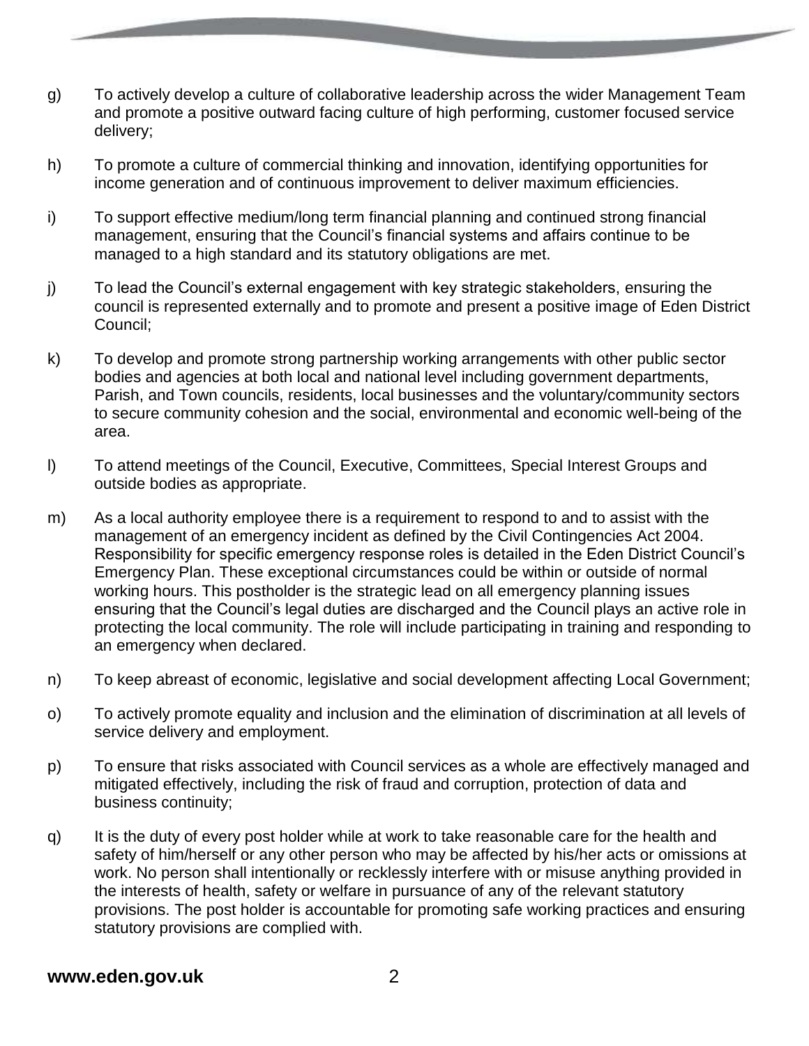g) To actively develop a culture of collaborative leadership across the wider Management Team and promote a positive outward facing culture of high performing, customer focused service delivery;

h) To promote a culture of commercial thinking and innovation, identifying opportunities for income generation and of continuous improvement to deliver maximum efficiencies.

i) To support effective medium/long term financial planning and continued strong financial management, ensuring that the Council's financial systems and affairs continue to be managed to a high standard and its statutory obligations are met.

j) To lead the Council's external engagement with key strategic stakeholders, ensuring the council is represented externally and to promote and present a positive image of Eden District Council;

k) To develop and promote strong partnership working arrangements with other public sector bodies and agencies at both local and national level including government departments, Parish, and Town councils, residents, local businesses and the voluntary/community sectors to secure community cohesion and the social, environmental and economic well-being of the area.

l) To attend meetings of the Council, Executive, Committees, Special Interest Groups and outside bodies as appropriate.

m) As a local authority employee there is a requirement to respond to and to assist with the management of an emergency incident as defined by the Civil Contingencies Act 2004. Responsibility for specific emergency response roles is detailed in the Eden District Council's Emergency Plan. These exceptional circumstances could be within or outside of normal working hours. This postholder is the strategic lead on all emergency planning issues ensuring that the Council's legal duties are discharged and the Council plays an active role in protecting the local community. The role will include participating in training and responding to an emergency when declared.

n) To keep abreast of economic, legislative and social development affecting Local Government;

o) To actively promote equality and inclusion and the elimination of discrimination at all levels of service delivery and employment.

p) To ensure that risks associated with Council services as a whole are effectively managed and mitigated effectively, including the risk of fraud and corruption, protection of data and business continuity;

q) It is the duty of every post holder while at work to take reasonable care for the health and safety of him/herself or any other person who may be affected by his/her acts or omissions at work. No person shall intentionally or recklessly interfere with or misuse anything provided in the interests of health, safety or welfare in pursuance of any of the relevant statutory provisions. The post holder is accountable for promoting safe working practices and ensuring statutory provisions are complied with.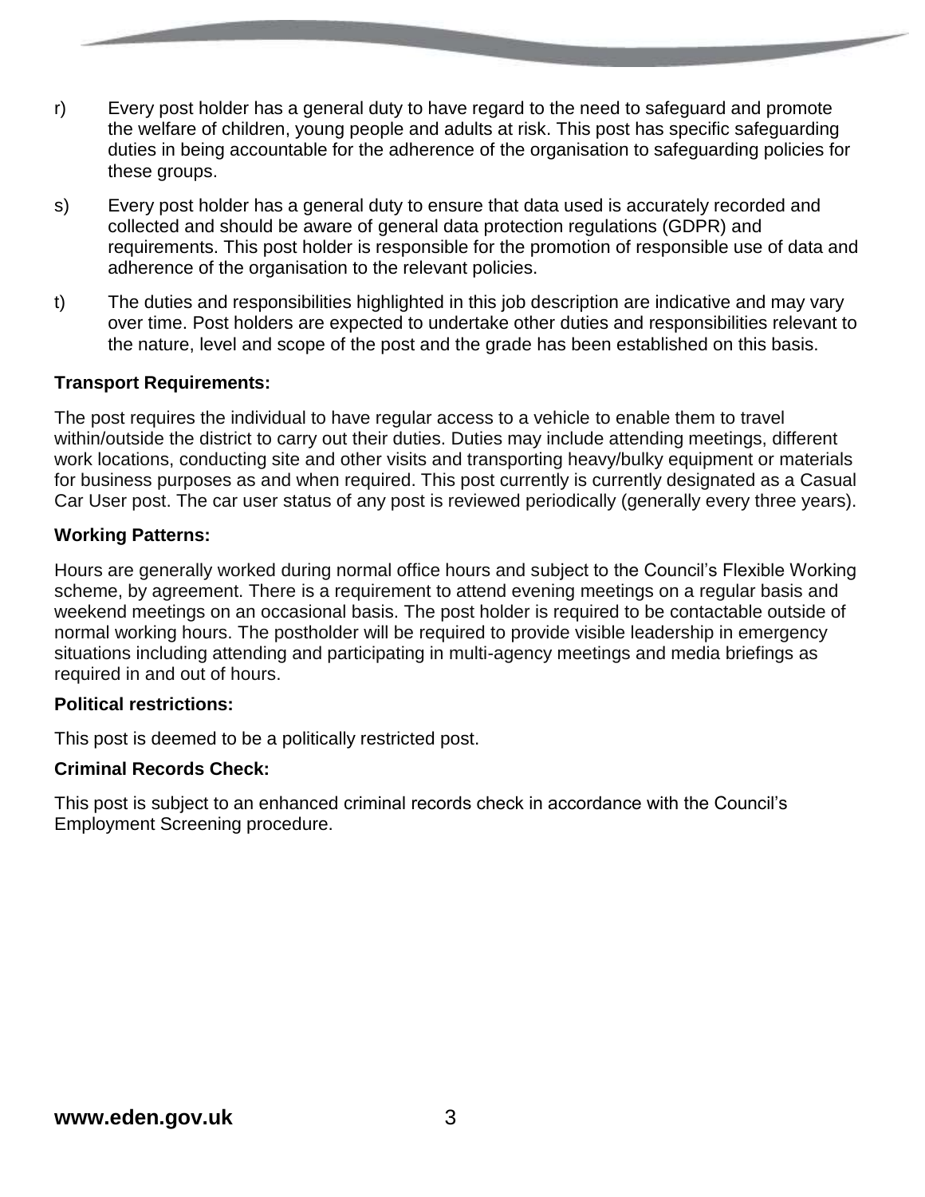r) Every post holder has a general duty to have regard to the need to safeguard and promote the welfare of children, young people and adults at risk. This post has specific safeguarding duties in being accountable for the adherence of the organisation to safeguarding policies for these groups.

s) Every post holder has a general duty to ensure that data used is accurately recorded and collected and should be aware of general data protection regulations (GDPR) and requirements. This post holder is responsible for the promotion of responsible use of data and adherence of the organisation to the relevant policies.

t) The duties and responsibilities highlighted in this job description are indicative and may vary over time. Post holders are expected to undertake other duties and responsibilities relevant to the nature, level and scope of the post and the grade has been established on this basis.

**Transport Requirements:**

The post requires the individual to have regular access to a vehicle to enable them to travel within/outside the district to carry out their duties. Duties may include attending meetings, different work locations, conducting site and other visits and transporting heavy/bulky equipment or materials for business purposes as and when required. This post currently is currently designated as a Casual Car User post. The car user status of any post is reviewed periodically (generally every three years).

**Working Patterns:**

Hours are generally worked during normal office hours and subject to the Council's Flexible Working scheme, by agreement. There is a requirement to attend evening meetings on a regular basis and weekend meetings on an occasional basis. The post holder is required to be contactable outside of normal working hours. The postholder will be required to provide visible leadership in emergency situations including attending and participating in multi-agency meetings and media briefings as required in and out of hours.

**Political restrictions:**

This post is deemed to be a politically restricted post.

**Criminal Records Check:**

This post is subject to an enhanced criminal records check in accordance with the Council's Employment Screening procedure.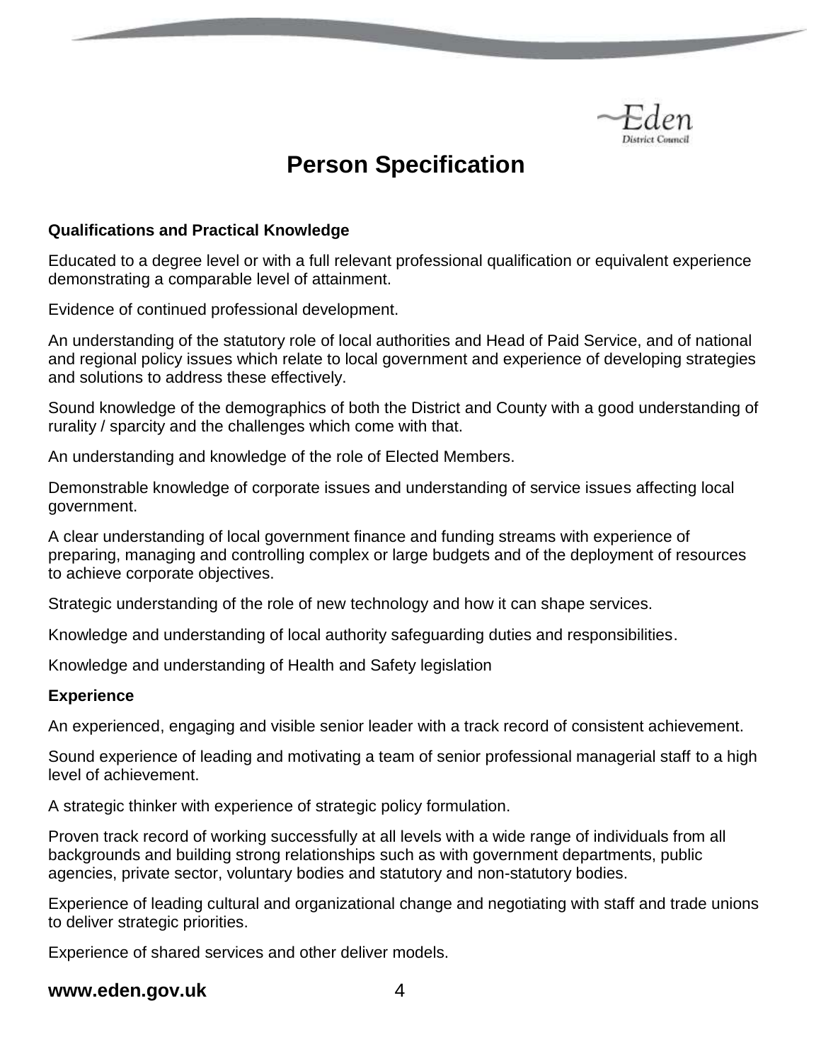# Person Specification

**Qualifications and Practical Knowledge**

Educated to a degree level or with a full relevant professional qualification or equivalent experience demonstrating a comparable level of attainment.

Evidence of continued professional development.

An understanding of the statutory role of local authorities and Head of Paid Service, and of national and regional policy issues which relate to local government and experience of developing strategies and solutions to address these effectively.

Sound knowledge of the demographics of both the District and County with a good understanding of rurality / sparcity and the challenges which come with that.

An understanding and knowledge of the role of Elected Members.

Demonstrable knowledge of corporate issues and understanding of service issues affecting local government.

A clear understanding of local government finance and funding streams with experience of preparing, managing and controlling complex or large budgets and of the deployment of resources to achieve corporate objectives.

Strategic understanding of the role of new technology and how it can shape services.

Knowledge and understanding of local authority safeguarding duties and responsibilities.

Knowledge and understanding of Health and Safety legislation

**Experience**

An experienced, engaging and visible senior leader with a track record of consistent achievement.

Sound experience of leading and motivating a team of senior professional managerial staff to a high level of achievement.

A strategic thinker with experience of strategic policy formulation.

Proven track record of working successfully at all levels with a wide range of individuals from all backgrounds and building strong relationships such as with government departments, public agencies, private sector, voluntary bodies and statutory and non-statutory bodies.

Experience of leading cultural and organizational change and negotiating with staff and trade unions to deliver strategic priorities.

Experience of shared services and other deliver models.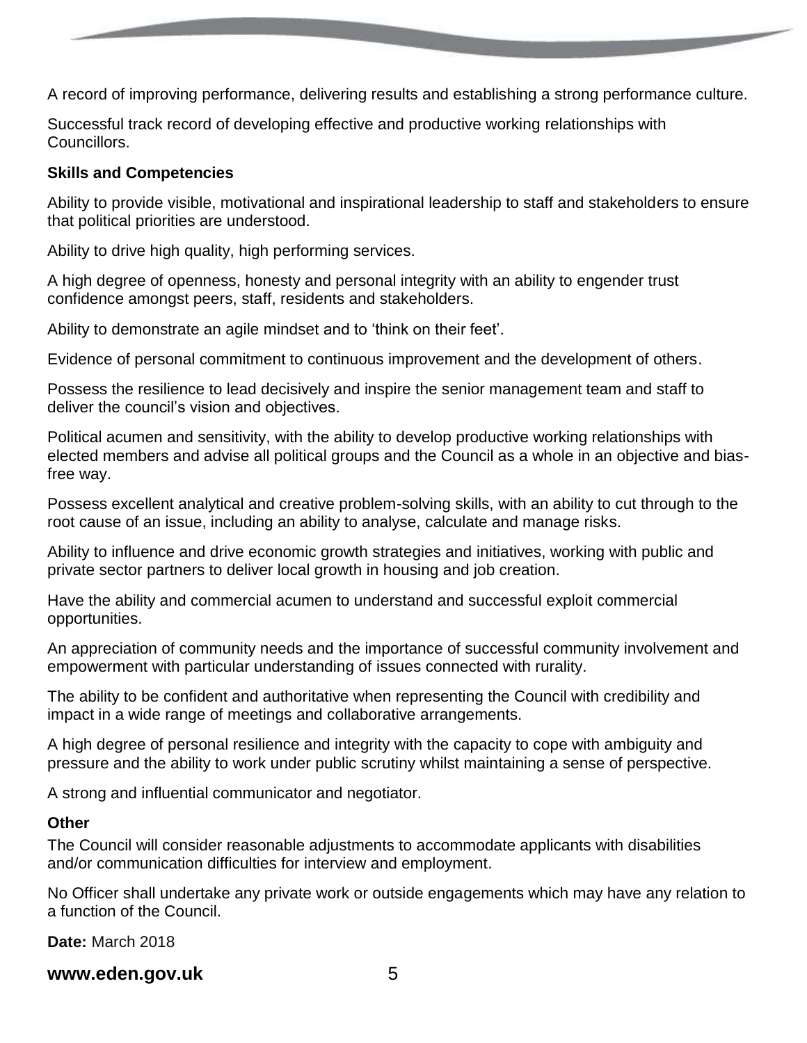A record of improving performance, delivering results and establishing a strong performance culture.

Successful track record of developing effective and productive working relationships with Councillors.

**Skills and Competencies**

Ability to provide visible, motivational and inspirational leadership to staff and stakeholders to ensure that political priorities are understood.

Ability to drive high quality, high performing services.

A high degree of openness, honesty and personal integrity with an ability to engender trust confidence amongst peers, staff, residents and stakeholders.

Ability to demonstrate an agile mindset and to 'think on their feet'.

Evidence of personal commitment to continuous improvement and the development of others.

Possess the resilience to lead decisively and inspire the senior management team and staff to deliver the council's vision and objectives.

Political acumen and sensitivity, with the ability to develop productive working relationships with elected members and advise all political groups and the Council as a whole in an objective and bias-free way.

Possess excellent analytical and creative problem-solving skills, with an ability to cut through to the root cause of an issue, including an ability to analyse, calculate and manage risks.

Ability to influence and drive economic growth strategies and initiatives, working with public and private sector partners to deliver local growth in housing and job creation.

Have the ability and commercial acumen to understand and successful exploit commercial opportunities.

An appreciation of community needs and the importance of successful community involvement and empowerment with particular understanding of issues connected with rurality.

The ability to be confident and authoritative when representing the Council with credibility and impact in a wide range of meetings and collaborative arrangements.

A high degree of personal resilience and integrity with the capacity to cope with ambiguity and pressure and the ability to work under public scrutiny whilst maintaining a sense of perspective.

A strong and influential communicator and negotiator.

**Other**

The Council will consider reasonable adjustments to accommodate applicants with disabilities and/or communication difficulties for interview and employment.

No Officer shall undertake any private work or outside engagements which may have any relation to a function of the Council.

**Date:** March 2018